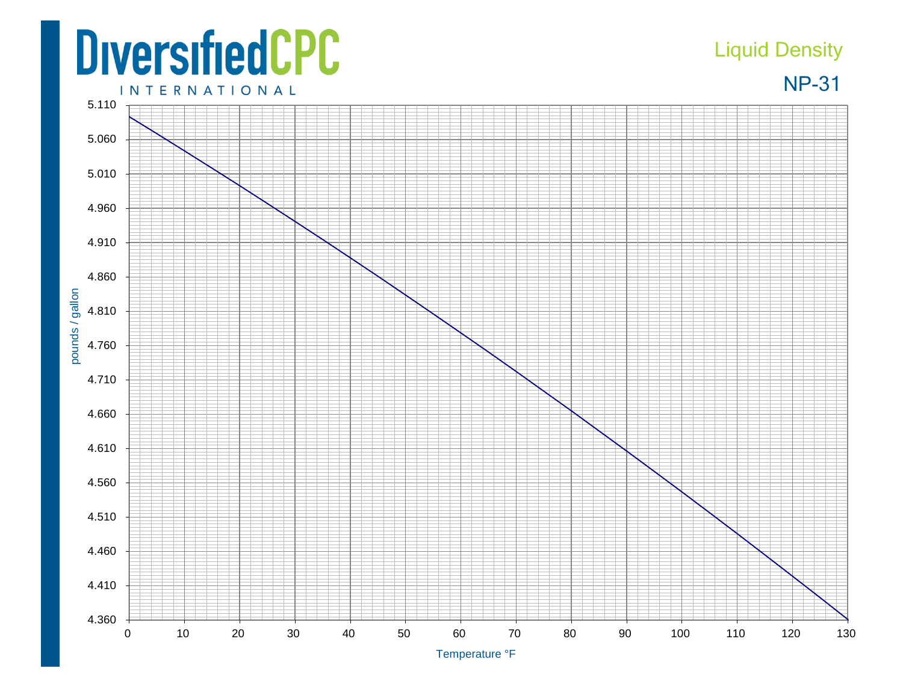DiversifiedCPC
INTERNATIONAL

Liquid Density

NP-31

pounds / gallon

5.110
5.060
5.010
4.960
4.910
4.860
4.810
4.760
4.710
4.660
4.610
4.560
4.510
4.460
4.410
4.360

0 10 20 30 40 50 60 70 80 90 100 110 120 130

Temperature °F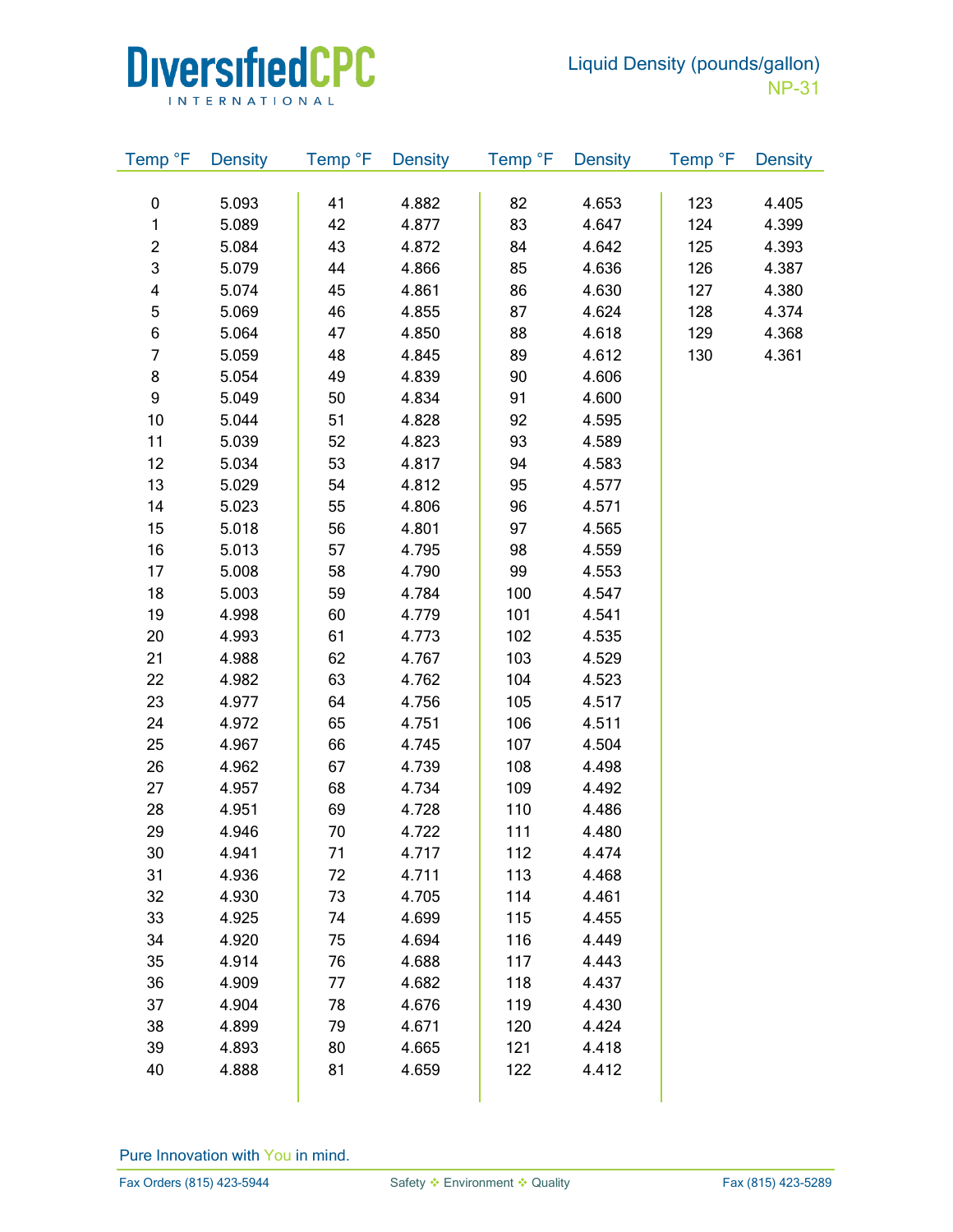# Liquid Density (pounds/gallon)

## NP-31

| Temp °F | Density | Temp °F | Density | Temp °F | Density | Temp °F | Density |
|---|---|---|---|---|---|---|---|
| 0 | 5.093 | 41 | 4.882 | 82 | 4.653 | 123 | 4.405 |
| 1 | 5.089 | 42 | 4.877 | 83 | 4.647 | 124 | 4.399 |
| 2 | 5.084 | 43 | 4.872 | 84 | 4.642 | 125 | 4.393 |
| 3 | 5.079 | 44 | 4.866 | 85 | 4.636 | 126 | 4.387 |
| 4 | 5.074 | 45 | 4.861 | 86 | 4.630 | 127 | 4.380 |
| 5 | 5.069 | 46 | 4.855 | 87 | 4.624 | 128 | 4.374 |
| 6 | 5.064 | 47 | 4.850 | 88 | 4.618 | 129 | 4.368 |
| 7 | 5.059 | 48 | 4.845 | 89 | 4.612 | 130 | 4.361 |
| 8 | 5.054 | 49 | 4.839 | 90 | 4.606 | | |
| 9 | 5.049 | 50 | 4.834 | 91 | 4.600 | | |
| 10 | 5.044 | 51 | 4.828 | 92 | 4.595 | | |
| 11 | 5.039 | 52 | 4.823 | 93 | 4.589 | | |
| 12 | 5.034 | 53 | 4.817 | 94 | 4.583 | | |
| 13 | 5.029 | 54 | 4.812 | 95 | 4.577 | | |
| 14 | 5.023 | 55 | 4.806 | 96 | 4.571 | | |
| 15 | 5.018 | 56 | 4.801 | 97 | 4.565 | | |
| 16 | 5.013 | 57 | 4.795 | 98 | 4.559 | | |
| 17 | 5.008 | 58 | 4.790 | 99 | 4.553 | | |
| 18 | 5.003 | 59 | 4.784 | 100 | 4.547 | | |
| 19 | 4.998 | 60 | 4.779 | 101 | 4.541 | | |
| 20 | 4.993 | 61 | 4.773 | 102 | 4.535 | | |
| 21 | 4.988 | 62 | 4.767 | 103 | 4.529 | | |
| 22 | 4.982 | 63 | 4.762 | 104 | 4.523 | | |
| 23 | 4.977 | 64 | 4.756 | 105 | 4.517 | | |
| 24 | 4.972 | 65 | 4.751 | 106 | 4.511 | | |
| 25 | 4.967 | 66 | 4.745 | 107 | 4.504 | | |
| 26 | 4.962 | 67 | 4.739 | 108 | 4.498 | | |
| 27 | 4.957 | 68 | 4.734 | 109 | 4.492 | | |
| 28 | 4.951 | 69 | 4.728 | 110 | 4.486 | | |
| 29 | 4.946 | 70 | 4.722 | 111 | 4.480 | | |
| 30 | 4.941 | 71 | 4.717 | 112 | 4.474 | | |
| 31 | 4.936 | 72 | 4.711 | 113 | 4.468 | | |
| 32 | 4.930 | 73 | 4.705 | 114 | 4.461 | | |
| 33 | 4.925 | 74 | 4.699 | 115 | 4.455 | | |
| 34 | 4.920 | 75 | 4.694 | 116 | 4.449 | | |
| 35 | 4.914 | 76 | 4.688 | 117 | 4.443 | | |
| 36 | 4.909 | 77 | 4.682 | 118 | 4.437 | | |
| 37 | 4.904 | 78 | 4.676 | 119 | 4.430 | | |
| 38 | 4.899 | 79 | 4.671 | 120 | 4.424 | | |
| 39 | 4.893 | 80 | 4.665 | 121 | 4.418 | | |
| 40 | 4.888 | 81 | 4.659 | 122 | 4.412 | | |

Pure Innovation with You in mind.

Fax Orders (815) 423-5944 Safety ❖ Environment ❖ Quality Fax (815) 423-5289